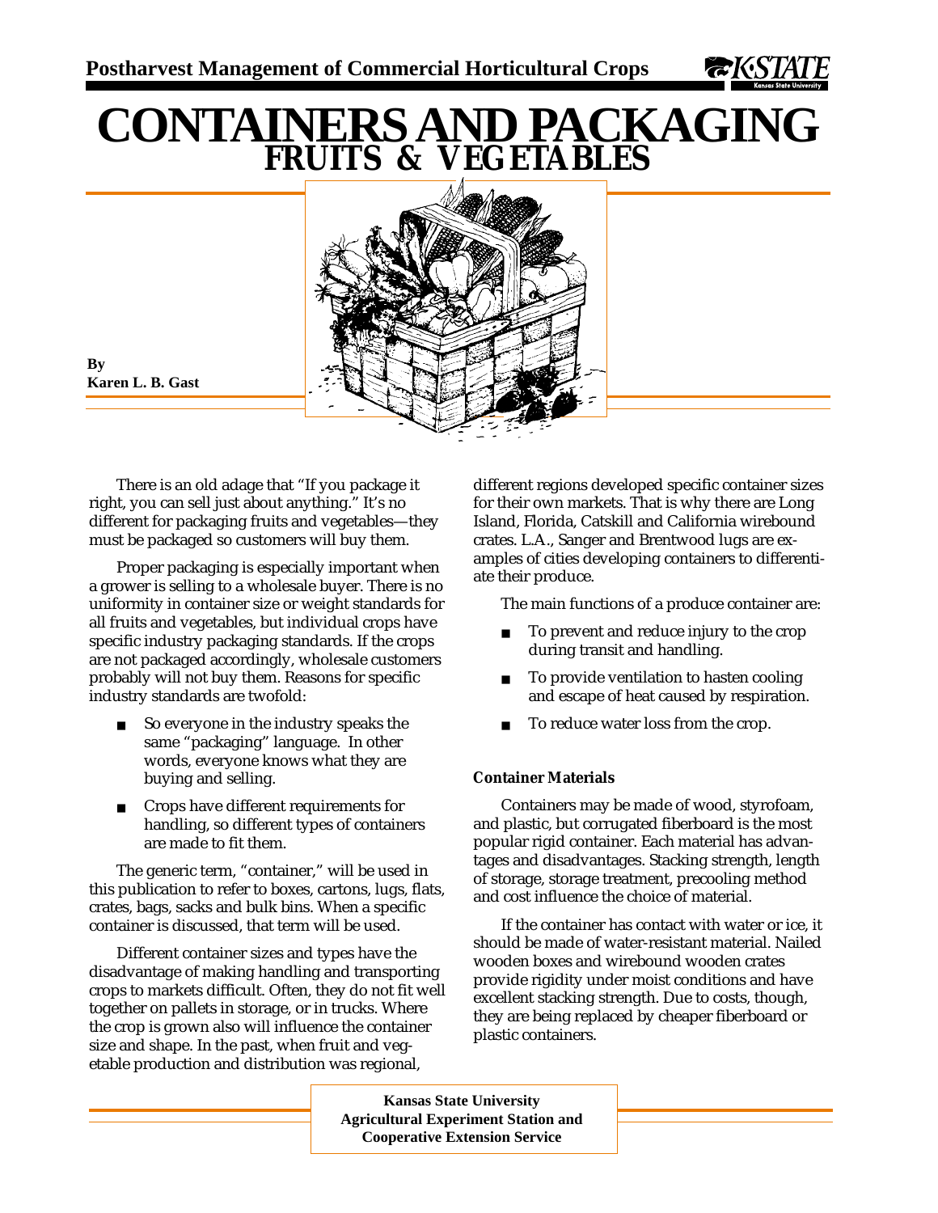# CONTAINERS AND PACKAGING

## FRUITS & VEGETABLES

**By**
**Karen L. B. Gast**

There is an old adage that "If you package it right, you can sell just about anything." It's no different for packaging fruits and vegetables—they must be packaged so customers will buy them.

Proper packaging is especially important when a grower is selling to a wholesale buyer. There is no uniformity in container size or weight standards for all fruits and vegetables, but individual crops have specific industry packaging standards. If the crops are not packaged accordingly, wholesale customers probably will not buy them. Reasons for specific industry standards are twofold:

- So everyone in the industry speaks the same "packaging" language. In other words, everyone knows what they are buying and selling.
- Crops have different requirements for handling, so different types of containers are made to fit them.

The generic term, "container," will be used in this publication to refer to boxes, cartons, lugs, flats, crates, bags, sacks and bulk bins. When a specific container is discussed, that term will be used.

Different container sizes and types have the disadvantage of making handling and transporting crops to markets difficult. Often, they do not fit well together on pallets in storage, or in trucks. Where the crop is grown also will influence the container size and shape. In the past, when fruit and vegetable production and distribution was regional, different regions developed specific container sizes for their own markets. That is why there are Long Island, Florida, Catskill and California wirebound crates. L.A., Sanger and Brentwood lugs are examples of cities developing containers to differentiate their produce.

The main functions of a produce container are:

- To prevent and reduce injury to the crop during transit and handling.
- To provide ventilation to hasten cooling and escape of heat caused by respiration.
- To reduce water loss from the crop.

**Container Materials**

Containers may be made of wood, styrofoam, and plastic, but corrugated fiberboard is the most popular rigid container. Each material has advantages and disadvantages. Stacking strength, length of storage, storage treatment, precooling method and cost influence the choice of material.

If the container has contact with water or ice, it should be made of water-resistant material. Nailed wooden boxes and wirebound wooden crates provide rigidity under moist conditions and have excellent stacking strength. Due to costs, though, they are being replaced by cheaper fiberboard or plastic containers.

**Kansas State University**
**Agricultural Experiment Station and**
**Cooperative Extension Service**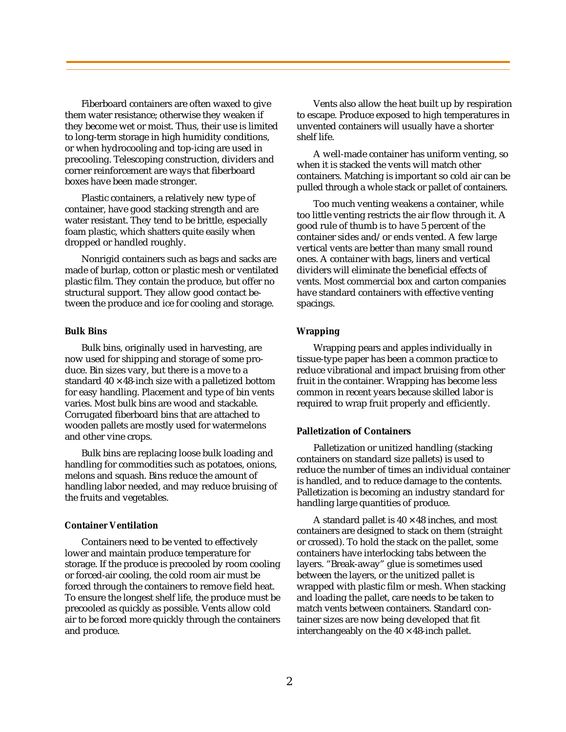Fiberboard containers are often waxed to give them water resistance; otherwise they weaken if they become wet or moist. Thus, their use is limited to long-term storage in high humidity conditions, or when hydrocooling and top-icing are used in precooling. Telescoping construction, dividers and corner reinforcement are ways that fiberboard boxes have been made stronger.

Plastic containers, a relatively new type of container, have good stacking strength and are water resistant. They tend to be brittle, especially foam plastic, which shatters quite easily when dropped or handled roughly.

Nonrigid containers such as bags and sacks are made of burlap, cotton or plastic mesh or ventilated plastic film. They contain the produce, but offer no structural support. They allow good contact between the produce and ice for cooling and storage.

#### Bulk Bins

Bulk bins, originally used in harvesting, are now used for shipping and storage of some produce. Bin sizes vary, but there is a move to a standard 40 × 48-inch size with a palletized bottom for easy handling. Placement and type of bin vents varies. Most bulk bins are wood and stackable. Corrugated fiberboard bins that are attached to wooden pallets are mostly used for watermelons and other vine crops.

Bulk bins are replacing loose bulk loading and handling for commodities such as potatoes, onions, melons and squash. Bins reduce the amount of handling labor needed, and may reduce bruising of the fruits and vegetables.

#### Container Ventilation

Containers need to be vented to effectively lower and maintain produce temperature for storage. If the produce is precooled by room cooling or forced-air cooling, the cold room air must be forced through the containers to remove field heat. To ensure the longest shelf life, the produce must be precooled as quickly as possible. Vents allow cold air to be forced more quickly through the containers and produce.

Vents also allow the heat built up by respiration to escape. Produce exposed to high temperatures in unvented containers will usually have a shorter shelf life.

A well-made container has uniform venting, so when it is stacked the vents will match other containers. Matching is important so cold air can be pulled through a whole stack or pallet of containers.

Too much venting weakens a container, while too little venting restricts the air flow through it. A good rule of thumb is to have 5 percent of the container sides and/or ends vented. A few large vertical vents are better than many small round ones. A container with bags, liners and vertical dividers will eliminate the beneficial effects of vents. Most commercial box and carton companies have standard containers with effective venting spacings.

#### Wrapping

Wrapping pears and apples individually in tissue-type paper has been a common practice to reduce vibrational and impact bruising from other fruit in the container. Wrapping has become less common in recent years because skilled labor is required to wrap fruit properly and efficiently.

#### Palletization of Containers

Palletization or unitized handling (stacking containers on standard size pallets) is used to reduce the number of times an individual container is handled, and to reduce damage to the contents. Palletization is becoming an industry standard for handling large quantities of produce.

A standard pallet is 40 × 48 inches, and most containers are designed to stack on them (straight or crossed). To hold the stack on the pallet, some containers have interlocking tabs between the layers. "Break-away" glue is sometimes used between the layers, or the unitized pallet is wrapped with plastic film or mesh. When stacking and loading the pallet, care needs to be taken to match vents between containers. Standard container sizes are now being developed that fit interchangeably on the 40 × 48-inch pallet.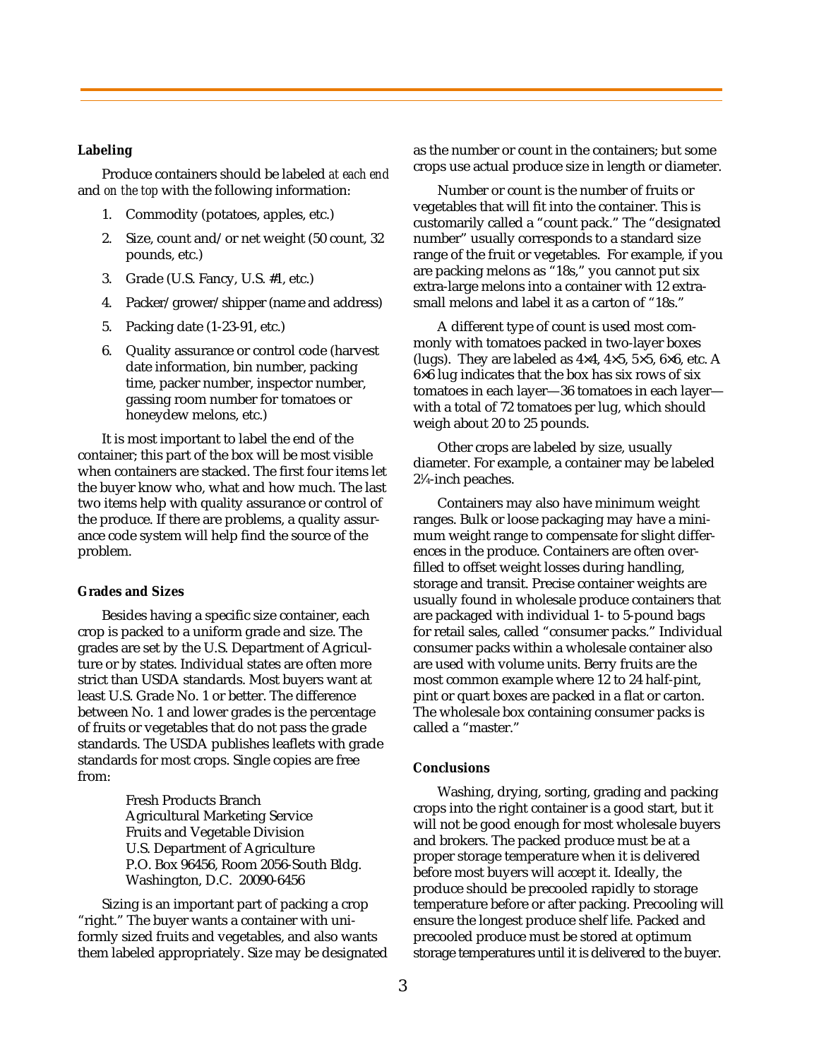### Labeling

Produce containers should be labeled *at each end* and *on the top* with the following information:

1. Commodity (potatoes, apples, etc.)
2. Size, count and/or net weight (50 count, 32 pounds, etc.)
3. Grade (U.S. Fancy, U.S. #1, etc.)
4. Packer/grower/shipper (name and address)
5. Packing date (1-23-91, etc.)
6. Quality assurance or control code (harvest date information, bin number, packing time, packer number, inspector number, gassing room number for tomatoes or honeydew melons, etc.)

It is most important to label the end of the container; this part of the box will be most visible when containers are stacked. The first four items let the buyer know who, what and how much. The last two items help with quality assurance or control of the produce. If there are problems, a quality assurance code system will help find the source of the problem.

### Grades and Sizes

Besides having a specific size container, each crop is packed to a uniform grade and size. The grades are set by the U.S. Department of Agriculture or by states. Individual states are often more strict than USDA standards. Most buyers want at least U.S. Grade No. 1 or better. The difference between No. 1 and lower grades is the percentage of fruits or vegetables that do not pass the grade standards. The USDA publishes leaflets with grade standards for most crops. Single copies are free from:

> Fresh Products Branch
> Agricultural Marketing Service
> Fruits and Vegetable Division
> U.S. Department of Agriculture
> P.O. Box 96456, Room 2056-South Bldg.
> Washington, D.C. 20090-6456

Sizing is an important part of packing a crop "right." The buyer wants a container with uniformly sized fruits and vegetables, and also wants them labeled appropriately. Size may be designated as the number or count in the containers; but some crops use actual produce size in length or diameter.

Number or count is the number of fruits or vegetables that will fit into the container. This is customarily called a "count pack." The "designated number" usually corresponds to a standard size range of the fruit or vegetables. For example, if you are packing melons as "18s," you cannot put six extra-large melons into a container with 12 extra-small melons and label it as a carton of "18s."

A different type of count is used most commonly with tomatoes packed in two-layer boxes (lugs). They are labeled as 4×4, 4×5, 5×5, 6×6, etc. A 6×6 lug indicates that the box has six rows of six tomatoes in each layer—36 tomatoes in each layer—with a total of 72 tomatoes per lug, which should weigh about 20 to 25 pounds.

Other crops are labeled by size, usually diameter. For example, a container may be labeled 2¼-inch peaches.

Containers may also have minimum weight ranges. Bulk or loose packaging may have a minimum weight range to compensate for slight differences in the produce. Containers are often overfilled to offset weight losses during handling, storage and transit. Precise container weights are usually found in wholesale produce containers that are packaged with individual 1- to 5-pound bags for retail sales, called "consumer packs." Individual consumer packs within a wholesale container also are used with volume units. Berry fruits are the most common example where 12 to 24 half-pint, pint or quart boxes are packed in a flat or carton. The wholesale box containing consumer packs is called a "master."

### Conclusions

Washing, drying, sorting, grading and packing crops into the right container is a good start, but it will not be good enough for most wholesale buyers and brokers. The packed produce must be at a proper storage temperature when it is delivered before most buyers will accept it. Ideally, the produce should be precooled rapidly to storage temperature before or after packing. Precooling will ensure the longest produce shelf life. Packed and precooled produce must be stored at optimum storage temperatures until it is delivered to the buyer.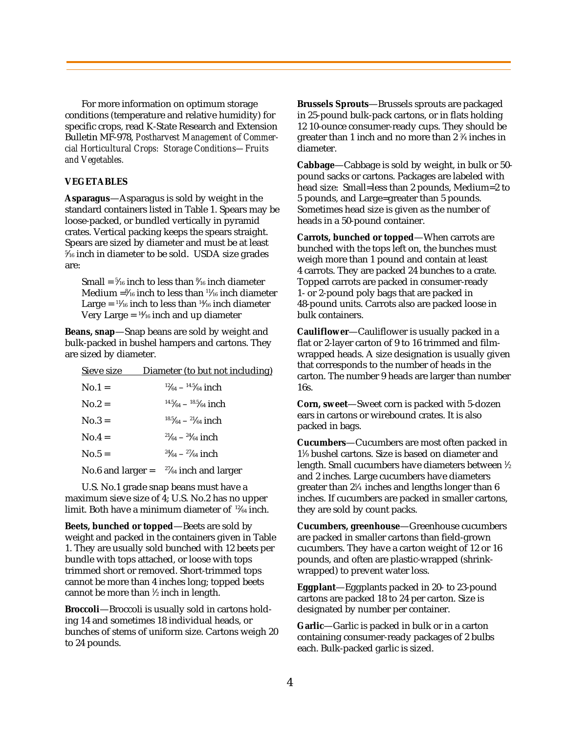For more information on optimum storage conditions (temperature and relative humidity) for specific crops, read K-State Research and Extension Bulletin MF-978, *Postharvest Management of Commercial Horticultural Crops: Storage Conditions—Fruits and Vegetables.*

### VEGETABLES

**Asparagus**—Asparagus is sold by weight in the standard containers listed in Table 1. Spears may be loose-packed, or bundled vertically in pyramid crates. Vertical packing keeps the spears straight. Spears are sized by diameter and must be at least 5⁄16 inch in diameter to be sold. USDA size grades are:

Small = 5⁄16 inch to less than 8⁄16 inch diameter
Medium = 8⁄16 inch to less than 11⁄16 inch diameter
Large = 11⁄16 inch to less than 14⁄16 inch diameter
Very Large = 14⁄16 inch and up diameter

**Beans, snap**—Snap beans are sold by weight and bulk-packed in bushel hampers and cartons. They are sized by diameter.

| Sieve size | Diameter (to but not including) |
|---|---|
| No.1 = | 12⁄64 – 14.5⁄64 inch |
| No.2 = | 14.5⁄64 – 18.5⁄64 inch |
| No.3 = | 18.5⁄64 – 21⁄64 inch |
| No.4 = | 21⁄64 – 24⁄64 inch |
| No.5 = | 24⁄64 – 27⁄64 inch |
| No.6 and larger = | 27⁄64 inch and larger |

U.S. No.1 grade snap beans must have a maximum sieve size of 4; U.S. No.2 has no upper limit. Both have a minimum diameter of 12⁄64 inch.

**Beets, bunched or topped**—Beets are sold by weight and packed in the containers given in Table 1. They are usually sold bunched with 12 beets per bundle with tops attached, or loose with tops trimmed short or removed. Short-trimmed tops cannot be more than 4 inches long; topped beets cannot be more than ½ inch in length.

**Broccoli**—Broccoli is usually sold in cartons holding 14 and sometimes 18 individual heads, or bunches of stems of uniform size. Cartons weigh 20 to 24 pounds.

**Brussels Sprouts**—Brussels sprouts are packaged in 25-pound bulk-pack cartons, or in flats holding 12 10-ounce consumer-ready cups. They should be greater than 1 inch and no more than 2 ¾ inches in diameter.

**Cabbage**—Cabbage is sold by weight, in bulk or 50-pound sacks or cartons. Packages are labeled with head size: Small=less than 2 pounds, Medium=2 to 5 pounds, and Large=greater than 5 pounds. Sometimes head size is given as the number of heads in a 50-pound container.

**Carrots, bunched or topped**—When carrots are bunched with the tops left on, the bunches must weigh more than 1 pound and contain at least 4 carrots. They are packed 24 bunches to a crate. Topped carrots are packed in consumer-ready 1- or 2-pound poly bags that are packed in 48-pound units. Carrots also are packed loose in bulk containers.

**Cauliflower**—Cauliflower is usually packed in a flat or 2-layer carton of 9 to 16 trimmed and film-wrapped heads. A size designation is usually given that corresponds to the number of heads in the carton. The number 9 heads are larger than number 16s.

**Corn, sweet**—Sweet corn is packed with 5-dozen ears in cartons or wirebound crates. It is also packed in bags.

**Cucumbers**—Cucumbers are most often packed in 1⅑ bushel cartons. Size is based on diameter and length. Small cucumbers have diameters between ½ and 2 inches. Large cucumbers have diameters greater than 2¼ inches and lengths longer than 6 inches. If cucumbers are packed in smaller cartons, they are sold by count packs.

**Cucumbers, greenhouse**—Greenhouse cucumbers are packed in smaller cartons than field-grown cucumbers. They have a carton weight of 12 or 16 pounds, and often are plastic-wrapped (shrink-wrapped) to prevent water loss.

**Eggplant**—Eggplants packed in 20- to 23-pound cartons are packed 18 to 24 per carton. Size is designated by number per container.

**Garlic**—Garlic is packed in bulk or in a carton containing consumer-ready packages of 2 bulbs each. Bulk-packed garlic is sized.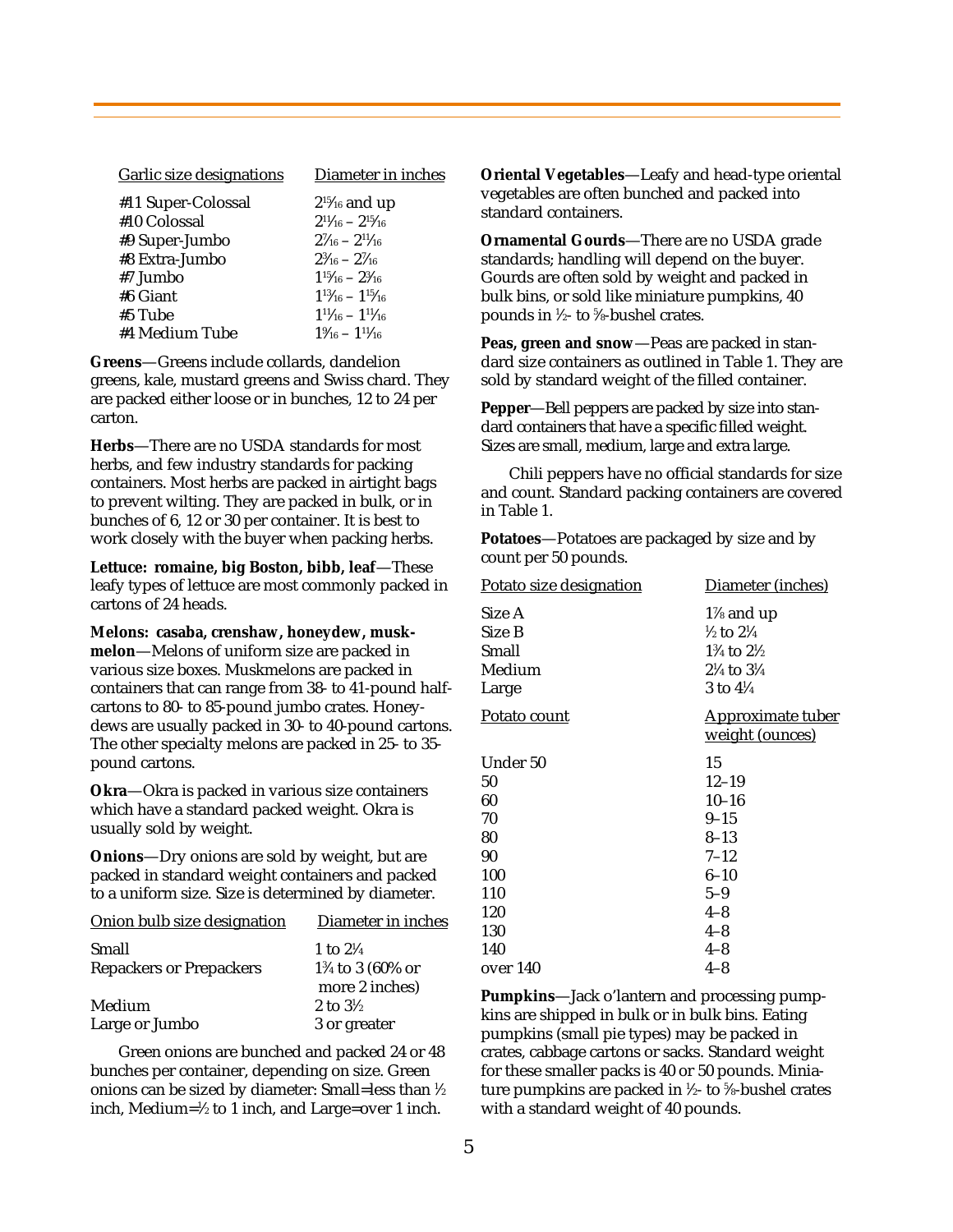| Garlic size designations | Diameter in inches |
|---|---|
| #11 Super-Colossal | 2 15/16 and up |
| #10 Colossal | 2 11/16 – 2 15/16 |
| #9 Super-Jumbo | 2 7/16 – 2 11/16 |
| #8 Extra-Jumbo | 2 3/16 – 2 7/16 |
| #7 Jumbo | 1 15/16 – 2 3/16 |
| #6 Giant | 1 13/16 – 1 15/16 |
| #5 Tube | 1 11/16 – 1 13/16 |
| #4 Medium Tube | 1 9/16 – 1 11/16 |

**Greens**—Greens include collards, dandelion greens, kale, mustard greens and Swiss chard. They are packed either loose or in bunches, 12 to 24 per carton.

**Herbs**—There are no USDA standards for most herbs, and few industry standards for packing containers. Most herbs are packed in airtight bags to prevent wilting. They are packed in bulk, or in bunches of 6, 12 or 30 per container. It is best to work closely with the buyer when packing herbs.

**Lettuce: romaine, big Boston, bibb, leaf**—These leafy types of lettuce are most commonly packed in cartons of 24 heads.

**Melons: casaba, crenshaw, honeydew, muskmelon**—Melons of uniform size are packed in various size boxes. Muskmelons are packed in containers that can range from 38- to 41-pound half-cartons to 80- to 85-pound jumbo crates. Honeydews are usually packed in 30- to 40-pound cartons. The other specialty melons are packed in 25- to 35-pound cartons.

**Okra**—Okra is packed in various size containers which have a standard packed weight. Okra is usually sold by weight.

**Onions**—Dry onions are sold by weight, but are packed in standard weight containers and packed to a uniform size. Size is determined by diameter.

| Onion bulb size designation | Diameter in inches |
|---|---|
| Small | 1 to 2¼ |
| Repackers or Prepackers | 1¾ to 3 (60% or more 2 inches) |
| Medium | 2 to 3½ |
| Large or Jumbo | 3 or greater |

Green onions are bunched and packed 24 or 48 bunches per container, depending on size. Green onions can be sized by diameter: Small=less than ½ inch, Medium=½ to 1 inch, and Large=over 1 inch.

**Oriental Vegetables**—Leafy and head-type oriental vegetables are often bunched and packed into standard containers.

**Ornamental Gourds**—There are no USDA grade standards; handling will depend on the buyer. Gourds are often sold by weight and packed in bulk bins, or sold like miniature pumpkins, 40 pounds in ½- to ⅝-bushel crates.

**Peas, green and snow**—Peas are packed in standard size containers as outlined in Table 1. They are sold by standard weight of the filled container.

**Pepper**—Bell peppers are packed by size into standard containers that have a specific filled weight. Sizes are small, medium, large and extra large.

Chili peppers have no official standards for size and count. Standard packing containers are covered in Table 1.

**Potatoes**—Potatoes are packaged by size and by count per 50 pounds.

| Potato size designation | Diameter (inches) |
|---|---|
| Size A | 1⅞ and up |
| Size B | ½ to 2¼ |
| Small | 1¾ to 2½ |
| Medium | 2¼ to 3¼ |
| Large | 3 to 4¼ |

| Potato count | Approximate tuber weight (ounces) |
|---|---|
| Under 50 | 15 |
| 50 | 12–19 |
| 60 | 10–16 |
| 70 | 9–15 |
| 80 | 8–13 |
| 90 | 7–12 |
| 100 | 6–10 |
| 110 | 5–9 |
| 120 | 4–8 |
| 130 | 4–8 |
| 140 | 4–8 |
| over 140 | 4–8 |

**Pumpkins**—Jack o'lantern and processing pumpkins are shipped in bulk or in bulk bins. Eating pumpkins (small pie types) may be packed in crates, cabbage cartons or sacks. Standard weight for these smaller packs is 40 or 50 pounds. Miniature pumpkins are packed in ½- to ⅝-bushel crates with a standard weight of 40 pounds.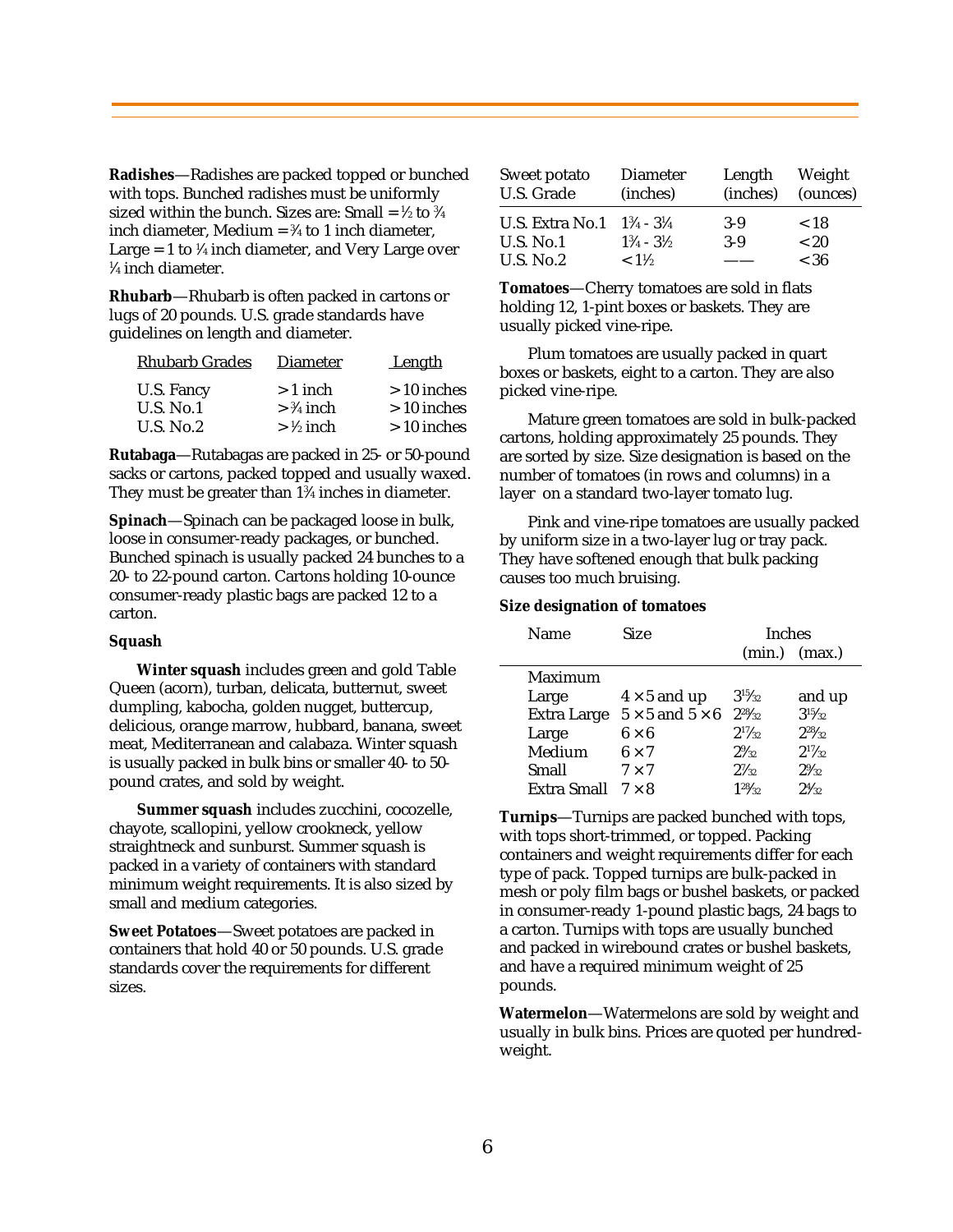**Radishes**—Radishes are packed topped or bunched with tops. Bunched radishes must be uniformly sized within the bunch. Sizes are: Small = ½ to ¾ inch diameter, Medium = ¾ to 1 inch diameter, Large = 1 to ¼ inch diameter, and Very Large over ¼ inch diameter.

**Rhubarb**—Rhubarb is often packed in cartons or lugs of 20 pounds. U.S. grade standards have guidelines on length and diameter.

| Rhubarb Grades | Diameter | Length |
|---|---|---|
| U.S. Fancy | > 1 inch | > 10 inches |
| U.S. No.1 | > ¾ inch | > 10 inches |
| U.S. No.2 | > ½ inch | > 10 inches |

**Rutabaga**—Rutabagas are packed in 25- or 50-pound sacks or cartons, packed topped and usually waxed. They must be greater than 1¾ inches in diameter.

**Spinach**—Spinach can be packaged loose in bulk, loose in consumer-ready packages, or bunched. Bunched spinach is usually packed 24 bunches to a 20- to 22-pound carton. Cartons holding 10-ounce consumer-ready plastic bags are packed 12 to a carton.

**Squash**

**Winter squash** includes green and gold Table Queen (acorn), turban, delicata, butternut, sweet dumpling, kabocha, golden nugget, buttercup, delicious, orange marrow, hubbard, banana, sweet meat, Mediterranean and calabaza. Winter squash is usually packed in bulk bins or smaller 40- to 50-pound crates, and sold by weight.

**Summer squash** includes zucchini, cocozelle, chayote, scallopini, yellow crookneck, yellow straightneck and sunburst. Summer squash is packed in a variety of containers with standard minimum weight requirements. It is also sized by small and medium categories.

**Sweet Potatoes**—Sweet potatoes are packed in containers that hold 40 or 50 pounds. U.S. grade standards cover the requirements for different sizes.

| Sweet potato U.S. Grade | Diameter (inches) | Length (inches) | Weight (ounces) |
|---|---|---|---|
| U.S. Extra No.1 | 1¾ - 3¼ | 3-9 | < 18 |
| U.S. No.1 | 1¾ - 3½ | 3-9 | < 20 |
| U.S. No.2 | < 1½ | —— | < 36 |

**Tomatoes**—Cherry tomatoes are sold in flats holding 12, 1-pint boxes or baskets. They are usually picked vine-ripe.

Plum tomatoes are usually packed in quart boxes or baskets, eight to a carton. They are also picked vine-ripe.

Mature green tomatoes are sold in bulk-packed cartons, holding approximately 25 pounds. They are sorted by size. Size designation is based on the number of tomatoes (in rows and columns) in a layer on a standard two-layer tomato lug.

Pink and vine-ripe tomatoes are usually packed by uniform size in a two-layer lug or tray pack. They have softened enough that bulk packing causes too much bruising.

**Size designation of tomatoes**

| Name | Size | Inches (min.) | Inches (max.) |
|---|---|---|---|
| Maximum Large | 4 × 5 and up | 3 15/32 | and up |
| Extra Large | 5 × 5 and 5 × 6 | 2 28/32 | 3 15/32 |
| Large | 6 × 6 | 2 17/32 | 2 28/32 |
| Medium | 6 × 7 | 2 9/32 | 2 17/32 |
| Small | 7 × 7 | 2 7/32 | 2 9/32 |
| Extra Small | 7 × 8 | 1 28/32 | 2 4/32 |

**Turnips**—Turnips are packed bunched with tops, with tops short-trimmed, or topped. Packing containers and weight requirements differ for each type of pack. Topped turnips are bulk-packed in mesh or poly film bags or bushel baskets, or packed in consumer-ready 1-pound plastic bags, 24 bags to a carton. Turnips with tops are usually bunched and packed in wirebound crates or bushel baskets, and have a required minimum weight of 25 pounds.

**Watermelon**—Watermelons are sold by weight and usually in bulk bins. Prices are quoted per hundred-weight.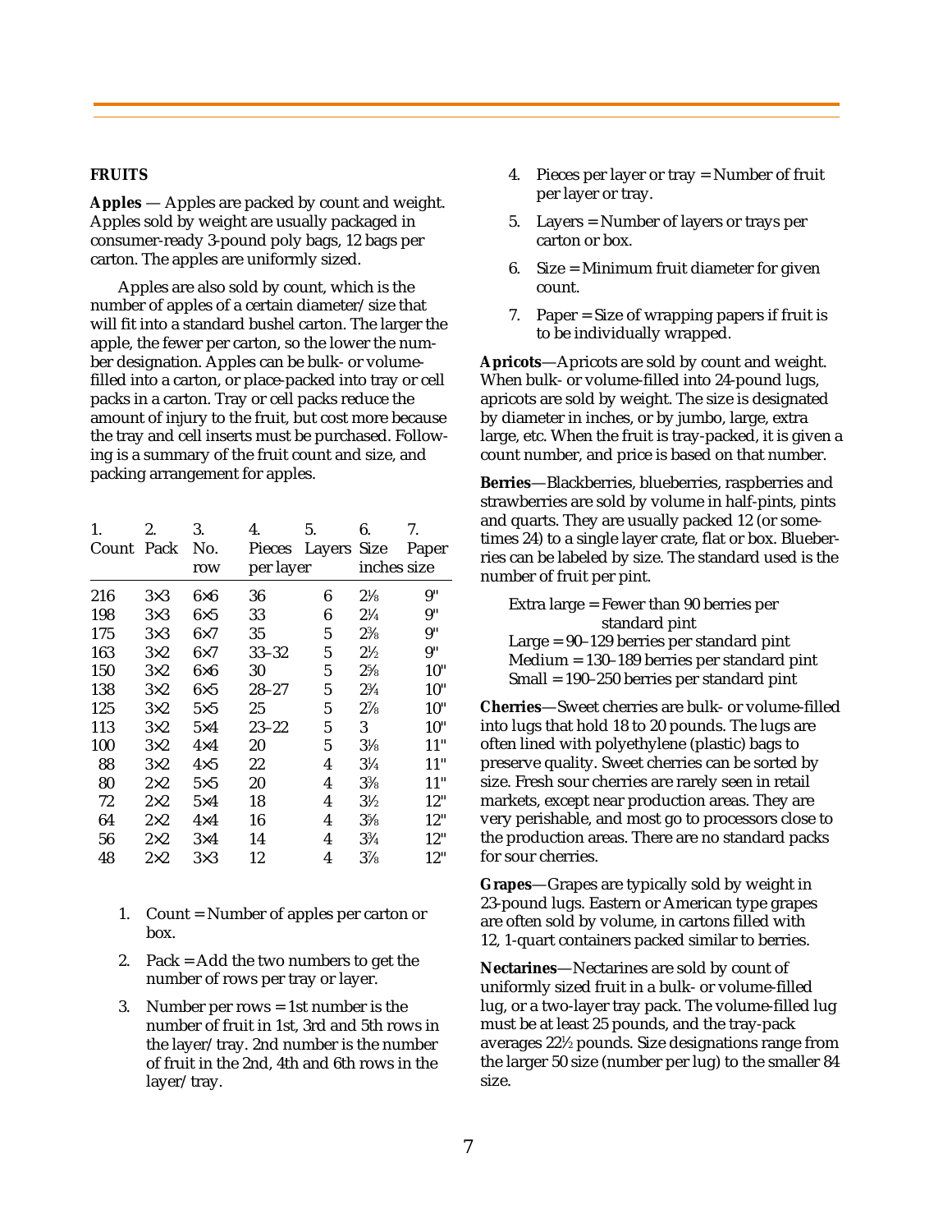**FRUITS**

**Apples** — Apples are packed by count and weight. Apples sold by weight are usually packaged in consumer-ready 3-pound poly bags, 12 bags per carton. The apples are uniformly sized.

Apples are also sold by count, which is the number of apples of a certain diameter/size that will fit into a standard bushel carton. The larger the apple, the fewer per carton, so the lower the number designation. Apples can be bulk- or volume-filled into a carton, or place-packed into tray or cell packs in a carton. Tray or cell packs reduce the amount of injury to the fruit, but cost more because the tray and cell inserts must be purchased. Following is a summary of the fruit count and size, and packing arrangement for apples.

| 1. Count | 2. Pack | 3. No. row | 4. Pieces per layer | 5. Layers | 6. Size inches | 7. Paper size |
|---|---|---|---|---|---|---|
| 216 | 3×3 | 6×6 | 36 | 6 | 2⅛ | 9" |
| 198 | 3×3 | 6×5 | 33 | 6 | 2¼ | 9" |
| 175 | 3×3 | 6×7 | 35 | 5 | 2⅜ | 9" |
| 163 | 3×2 | 6×7 | 33–32 | 5 | 2½ | 9" |
| 150 | 3×2 | 6×6 | 30 | 5 | 2⅝ | 10" |
| 138 | 3×2 | 6×5 | 28–27 | 5 | 2¾ | 10" |
| 125 | 3×2 | 5×5 | 25 | 5 | 2⅞ | 10" |
| 113 | 3×2 | 5×4 | 23–22 | 5 | 3 | 10" |
| 100 | 3×2 | 4×4 | 20 | 5 | 3⅛ | 11" |
| 88 | 3×2 | 4×5 | 22 | 4 | 3¼ | 11" |
| 80 | 2×2 | 5×5 | 20 | 4 | 3⅜ | 11" |
| 72 | 2×2 | 5×4 | 18 | 4 | 3½ | 12" |
| 64 | 2×2 | 4×4 | 16 | 4 | 3⅝ | 12" |
| 56 | 2×2 | 3×4 | 14 | 4 | 3¾ | 12" |
| 48 | 2×2 | 3×3 | 12 | 4 | 3⅞ | 12" |

1. Count = Number of apples per carton or box.
2. Pack = Add the two numbers to get the number of rows per tray or layer.
3. Number per rows = 1st number is the number of fruit in 1st, 3rd and 5th rows in the layer/tray. 2nd number is the number of fruit in the 2nd, 4th and 6th rows in the layer/tray.
4. Pieces per layer or tray = Number of fruit per layer or tray.
5. Layers = Number of layers or trays per carton or box.
6. Size = Minimum fruit diameter for given count.
7. Paper = Size of wrapping papers if fruit is to be individually wrapped.

**Apricots**—Apricots are sold by count and weight. When bulk- or volume-filled into 24-pound lugs, apricots are sold by weight. The size is designated by diameter in inches, or by jumbo, large, extra large, etc. When the fruit is tray-packed, it is given a count number, and price is based on that number.

**Berries**—Blackberries, blueberries, raspberries and strawberries are sold by volume in half-pints, pints and quarts. They are usually packed 12 (or sometimes 24) to a single layer crate, flat or box. Blueberries can be labeled by size. The standard used is the number of fruit per pint.

Extra large = Fewer than 90 berries per standard pint
Large = 90–129 berries per standard pint
Medium = 130–189 berries per standard pint
Small = 190–250 berries per standard pint

**Cherries**—Sweet cherries are bulk- or volume-filled into lugs that hold 18 to 20 pounds. The lugs are often lined with polyethylene (plastic) bags to preserve quality. Sweet cherries can be sorted by size. Fresh sour cherries are rarely seen in retail markets, except near production areas. They are very perishable, and most go to processors close to the production areas. There are no standard packs for sour cherries.

**Grapes**—Grapes are typically sold by weight in 23-pound lugs. Eastern or American type grapes are often sold by volume, in cartons filled with 12, 1-quart containers packed similar to berries.

**Nectarines**—Nectarines are sold by count of uniformly sized fruit in a bulk- or volume-filled lug, or a two-layer tray pack. The volume-filled lug must be at least 25 pounds, and the tray-pack averages 22½ pounds. Size designations range from the larger 50 size (number per lug) to the smaller 84 size.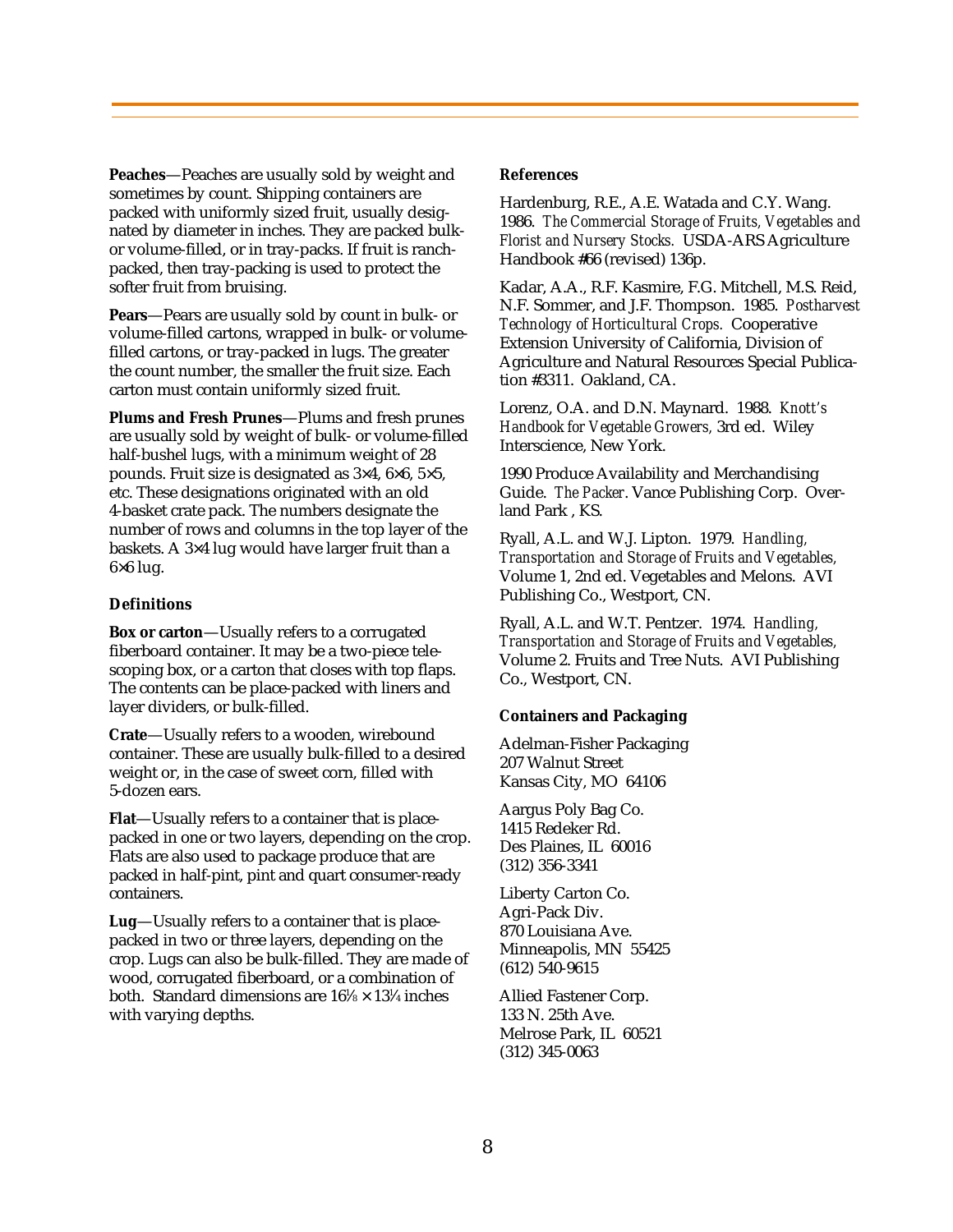**Peaches**—Peaches are usually sold by weight and sometimes by count. Shipping containers are packed with uniformly sized fruit, usually designated by diameter in inches. They are packed bulk- or volume-filled, or in tray-packs. If fruit is ranch-packed, then tray-packing is used to protect the softer fruit from bruising.

**Pears**—Pears are usually sold by count in bulk- or volume-filled cartons, wrapped in bulk- or volume-filled cartons, or tray-packed in lugs. The greater the count number, the smaller the fruit size. Each carton must contain uniformly sized fruit.

**Plums and Fresh Prunes**—Plums and fresh prunes are usually sold by weight of bulk- or volume-filled half-bushel lugs, with a minimum weight of 28 pounds. Fruit size is designated as 3×4, 6×6, 5×5, etc. These designations originated with an old 4-basket crate pack. The numbers designate the number of rows and columns in the top layer of the baskets. A 3×4 lug would have larger fruit than a 6×6 lug.

### Definitions

**Box or carton**—Usually refers to a corrugated fiberboard container. It may be a two-piece telescoping box, or a carton that closes with top flaps. The contents can be place-packed with liners and layer dividers, or bulk-filled.

**Crate**—Usually refers to a wooden, wirebound container. These are usually bulk-filled to a desired weight or, in the case of sweet corn, filled with 5-dozen ears.

**Flat**—Usually refers to a container that is place-packed in one or two layers, depending on the crop. Flats are also used to package produce that are packed in half-pint, pint and quart consumer-ready containers.

**Lug**—Usually refers to a container that is place-packed in two or three layers, depending on the crop. Lugs can also be bulk-filled. They are made of wood, corrugated fiberboard, or a combination of both. Standard dimensions are 16⅛ × 13¼ inches with varying depths.

### References

Hardenburg, R.E., A.E. Watada and C.Y. Wang. 1986. *The Commercial Storage of Fruits, Vegetables and Florist and Nursery Stocks.* USDA-ARS Agriculture Handbook #66 (revised) 136p.

Kadar, A.A., R.F. Kasmire, F.G. Mitchell, M.S. Reid, N.F. Sommer, and J.F. Thompson. 1985. *Postharvest Technology of Horticultural Crops.* Cooperative Extension University of California, Division of Agriculture and Natural Resources Special Publication #3311. Oakland, CA.

Lorenz, O.A. and D.N. Maynard. 1988. *Knott's Handbook for Vegetable Growers,* 3rd ed. Wiley Interscience, New York.

1990 Produce Availability and Merchandising Guide. *The Packer*. Vance Publishing Corp. Overland Park , KS.

Ryall, A.L. and W.J. Lipton. 1979. *Handling, Transportation and Storage of Fruits and Vegetables,* Volume 1, 2nd ed. Vegetables and Melons. AVI Publishing Co., Westport, CN.

Ryall, A.L. and W.T. Pentzer. 1974. *Handling, Transportation and Storage of Fruits and Vegetables,* Volume 2. Fruits and Tree Nuts. AVI Publishing Co., Westport, CN.

### Containers and Packaging

Adelman-Fisher Packaging
207 Walnut Street
Kansas City, MO 64106

Aargus Poly Bag Co.
1415 Redeker Rd.
Des Plaines, IL 60016
(312) 356-3341

Liberty Carton Co.
Agri-Pack Div.
870 Louisiana Ave.
Minneapolis, MN 55425
(612) 540-9615

Allied Fastener Corp.
133 N. 25th Ave.
Melrose Park, IL 60521
(312) 345-0063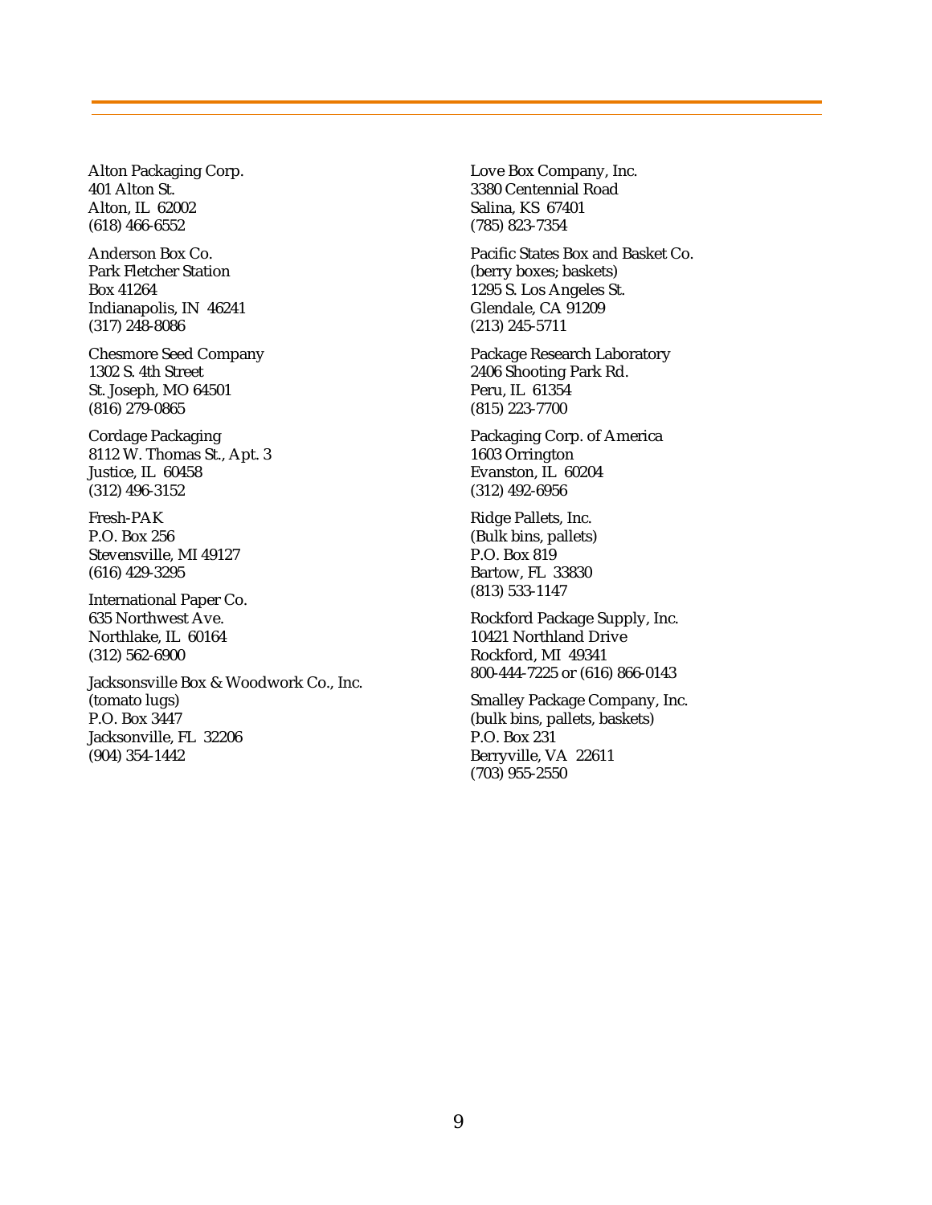Alton Packaging Corp.
401 Alton St.
Alton, IL  62002
(618) 466-6552

Anderson Box Co.
Park Fletcher Station
Box 41264
Indianapolis, IN  46241
(317) 248-8086

Chesmore Seed Company
1302 S. 4th Street
St. Joseph, MO 64501
(816) 279-0865

Cordage Packaging
8112 W. Thomas St., Apt. 3
Justice, IL  60458
(312) 496-3152

Fresh-PAK
P.O. Box 256
Stevensville, MI 49127
(616) 429-3295

International Paper Co.
635 Northwest Ave.
Northlake, IL  60164
(312) 562-6900

Jacksonsville Box & Woodwork Co., Inc.
(tomato lugs)
P.O. Box 3447
Jacksonville, FL  32206
(904) 354-1442

Love Box Company, Inc.
3380 Centennial Road
Salina, KS  67401
(785) 823-7354

Pacific States Box and Basket Co.
(berry boxes; baskets)
1295 S. Los Angeles St.
Glendale, CA 91209
(213) 245-5711

Package Research Laboratory
2406 Shooting Park Rd.
Peru, IL  61354
(815) 223-7700

Packaging Corp. of America
1603 Orrington
Evanston, IL  60204
(312) 492-6956

Ridge Pallets, Inc.
(Bulk bins, pallets)
P.O. Box 819
Bartow, FL  33830
(813) 533-1147

Rockford Package Supply, Inc.
10421 Northland Drive
Rockford, MI  49341
800-444-7225 or (616) 866-0143

Smalley Package Company, Inc.
(bulk bins, pallets, baskets)
P.O. Box 231
Berryville, VA  22611
(703) 955-2550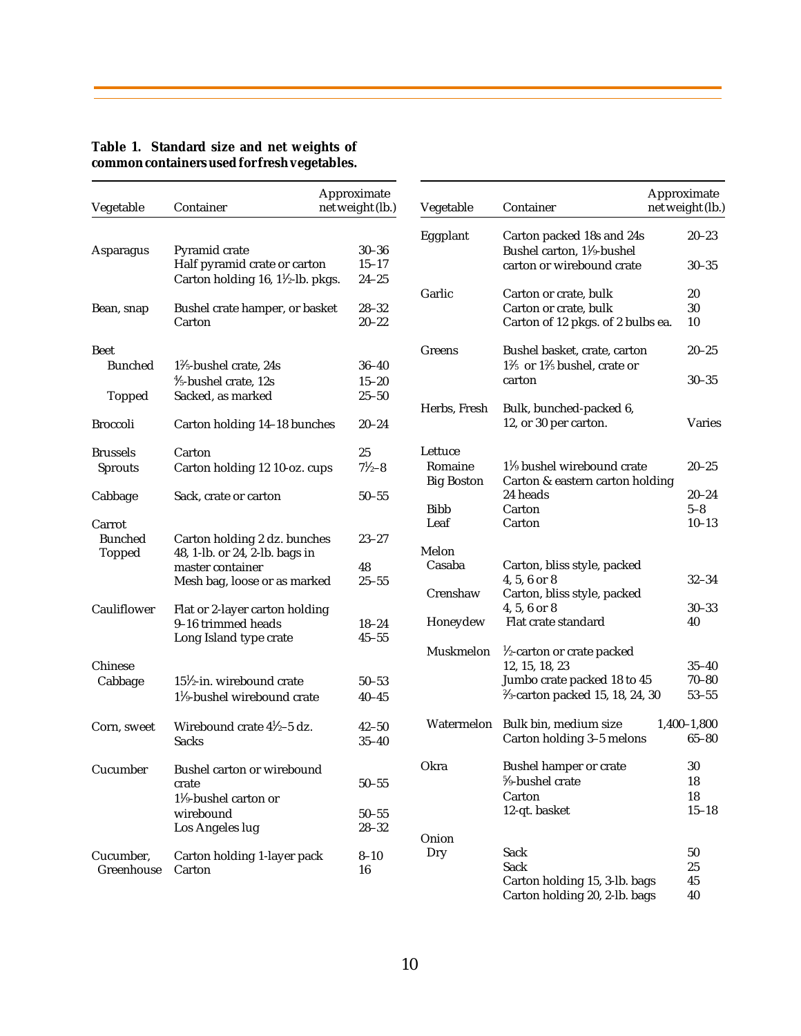**Table 1. Standard size and net weights of common containers used for fresh vegetables.**

| Vegetable | Container | Approximate net weight (lb.) |
|---|---|---|
| Asparagus | Pyramid crate | 30–36 |
| | Half pyramid crate or carton | 15–17 |
| | Carton holding 16, 1½-lb. pkgs. | 24–25 |
| Bean, snap | Bushel crate hamper, or basket | 28–32 |
| | Carton | 20–22 |
| Beet | | |
| Bunched | 1⅗-bushel crate, 24s | 36–40 |
| | ⅘-bushel crate, 12s | 15–20 |
| Topped | Sacked, as marked | 25–50 |
| Broccoli | Carton holding 14–18 bunches | 20–24 |
| Brussels | Carton | 25 |
| Sprouts | Carton holding 12 10-oz. cups | 7½–8 |
| Cabbage | Sack, crate or carton | 50–55 |
| Carrot | | |
| Bunched | Carton holding 2 dz. bunches | 23–27 |
| Topped | 48, 1-lb. or 24, 2-lb. bags in master container | 48 |
| | Mesh bag, loose or as marked | 25–55 |
| Cauliflower | Flat or 2-layer carton holding 9–16 trimmed heads | 18–24 |
| | Long Island type crate | 45–55 |
| Chinese Cabbage | 15½-in. wirebound crate | 50–53 |
| | 1⅑-bushel wirebound crate | 40–45 |
| Corn, sweet | Wirebound crate 4½–5 dz. | 42–50 |
| | Sacks | 35–40 |
| Cucumber | Bushel carton or wirebound crate | 50–55 |
| | 1⅑-bushel carton or wirebound | 50–55 |
| | Los Angeles lug | 28–32 |
| Cucumber, Greenhouse | Carton holding 1-layer pack | 8–10 |
| | Carton | 16 |
| Eggplant | Carton packed 18s and 24s | 20–23 |
| | Bushel carton, 1⅑-bushel carton or wirebound crate | 30–35 |
| Garlic | Carton or crate, bulk | 20 |
| | Carton or crate, bulk | 30 |
| | Carton of 12 pkgs. of 2 bulbs ea. | 10 |
| Greens | Bushel basket, crate, carton | 20–25 |
| | 1⅗ or 1⅗ bushel, crate or carton | 30–35 |
| Herbs, Fresh | Bulk, bunched-packed 6, 12, or 30 per carton. | Varies |
| Lettuce | | |
| Romaine | 1⅑ bushel wirebound crate | 20–25 |
| Big Boston | Carton & eastern carton holding 24 heads | 20–24 |
| Bibb | Carton | 5–8 |
| Leaf | Carton | 10–13 |
| Melon | | |
| Casaba | Carton, bliss style, packed 4, 5, 6 or 8 | 32–34 |
| Crenshaw | Carton, bliss style, packed 4, 5, 6 or 8 | 30–33 |
| Honeydew | Flat crate standard | 40 |
| Muskmelon | ½-carton or crate packed 12, 15, 18, 23 | 35–40 |
| | Jumbo crate packed 18 to 45 | 70–80 |
| | ⅔-carton packed 15, 18, 24, 30 | 53–55 |
| Watermelon | Bulk bin, medium size | 1,400–1,800 |
| | Carton holding 3–5 melons | 65–80 |
| Okra | Bushel hamper or crate | 30 |
| | ⅝-bushel crate | 18 |
| | Carton | 18 |
| | 12-qt. basket | 15–18 |
| Onion | | |
| Dry | Sack | 50 |
| | Sack | 25 |
| | Carton holding 15, 3-lb. bags | 45 |
| | Carton holding 20, 2-lb. bags | 40 |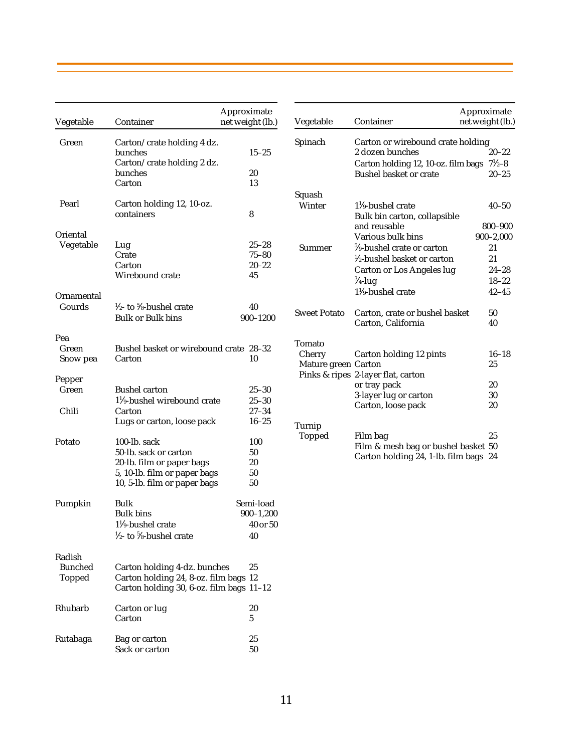| Vegetable | Container | Approximate net weight (lb.) |
|---|---|---|
| Green | Carton/crate holding 4 dz. bunches | 15–25 |
| | Carton/crate holding 2 dz. bunches | 20 |
| | Carton | 13 |
| Pearl | Carton holding 12, 10-oz. containers | 8 |
| Oriental Vegetable | Lug | 25–28 |
| | Crate | 75–80 |
| | Carton | 20–22 |
| | Wirebound crate | 45 |
| Ornamental Gourds | ½- to ⅝-bushel crate | 40 |
| | Bulk or Bulk bins | 900–1200 |
| Pea | | |
| Green | Bushel basket or wirebound crate | 28–32 |
| Snow pea | Carton | 10 |
| Pepper | | |
| Green | Bushel carton | 25–30 |
| | 1⅑-bushel wirebound crate | 25–30 |
| Chili | Carton | 27–34 |
| | Lugs or carton, loose pack | 16–25 |
| Potato | 100-lb. sack | 100 |
| | 50-lb. sack or carton | 50 |
| | 20-lb. film or paper bags | 20 |
| | 5, 10-lb. film or paper bags | 50 |
| | 10, 5-lb. film or paper bags | 50 |
| Pumpkin | Bulk | Semi-load |
| | Bulk bins | 900–1,200 |
| | 1⅑-bushel crate | 40 or 50 |
| | ½- to ⅝-bushel crate | 40 |
| Radish | | |
| Bunched | Carton holding 4-dz. bunches | 25 |
| Topped | Carton holding 24, 8-oz. film bags | 12 |
| | Carton holding 30, 6-oz. film bags | 11–12 |
| Rhubarb | Carton or lug | 20 |
| | Carton | 5 |
| Rutabaga | Bag or carton | 25 |
| | Sack or carton | 50 |

| Vegetable | Container | Approximate net weight (lb.) |
|---|---|---|
| Spinach | Carton or wirebound crate holding 2 dozen bunches | 20–22 |
| | Carton holding 12, 10-oz. film bags | 7½–8 |
| | Bushel basket or crate | 20–25 |
| Squash | | |
| Winter | 1⅑-bushel crate | 40–50 |
| | Bulk bin carton, collapsible and reusable | 800–900 |
| | Various bulk bins | 900–2,000 |
| Summer | ⅝-bushel crate or carton | 21 |
| | ½-bushel basket or carton | 21 |
| | Carton or Los Angeles lug | 24–28 |
| | ¾-lug | 18–22 |
| | 1⅑-bushel crate | 42–45 |
| Sweet Potato | Carton, crate or bushel basket | 50 |
| | Carton, California | 40 |
| Tomato | | |
| Cherry | Carton holding 12 pints | 16–18 |
| Mature green | Carton | 25 |
| Pinks & ripes | 2-layer flat, carton or tray pack | 20 |
| | 3-layer lug or carton | 30 |
| | Carton, loose pack | 20 |
| Turnip | | |
| Topped | Film bag | 25 |
| | Film & mesh bag or bushel basket | 50 |
| | Carton holding 24, 1-lb. film bags | 24 |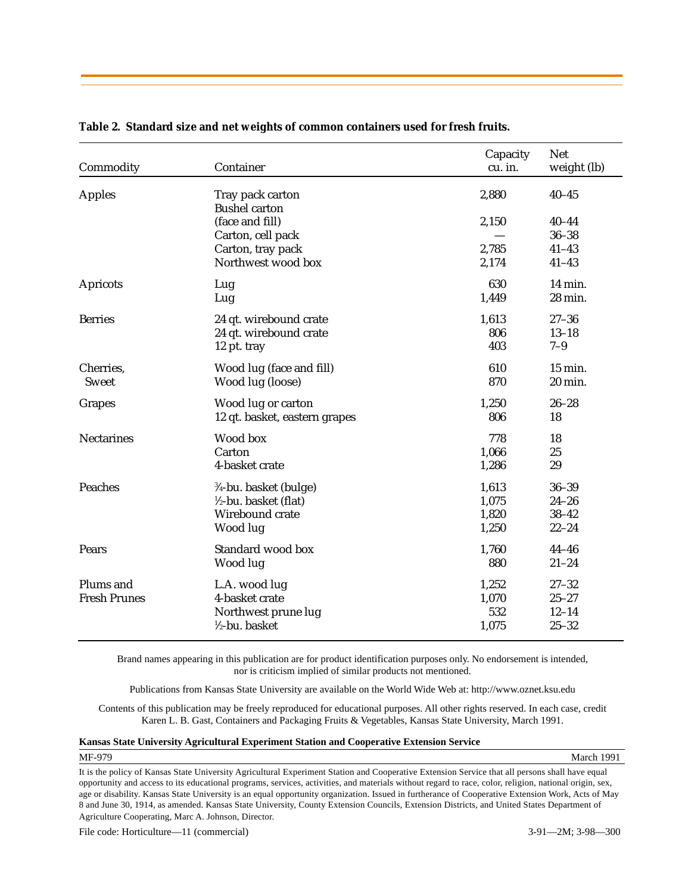**Table 2. Standard size and net weights of common containers used for fresh fruits.**

| Commodity | Container | Capacity cu. in. | Net weight (lb) |
|---|---|---|---|
| Apples | Tray pack carton | 2,880 | 40–45 |
| | Bushel carton (face and fill) | 2,150 | 40–44 |
| | Carton, cell pack | — | 36–38 |
| | Carton, tray pack | 2,785 | 41–43 |
| | Northwest wood box | 2,174 | 41–43 |
| Apricots | Lug | 630 | 14 min. |
| | Lug | 1,449 | 28 min. |
| Berries | 24 qt. wirebound crate | 1,613 | 27–36 |
| | 24 qt. wirebound crate | 806 | 13–18 |
| | 12 pt. tray | 403 | 7–9 |
| Cherries, Sweet | Wood lug (face and fill) | 610 | 15 min. |
| | Wood lug (loose) | 870 | 20 min. |
| Grapes | Wood lug or carton | 1,250 | 26–28 |
| | 12 qt. basket, eastern grapes | 806 | 18 |
| Nectarines | Wood box | 778 | 18 |
| | Carton | 1,066 | 25 |
| | 4-basket crate | 1,286 | 29 |
| Peaches | ¾-bu. basket (bulge) | 1,613 | 36–39 |
| | ½-bu. basket (flat) | 1,075 | 24–26 |
| | Wirebound crate | 1,820 | 38–42 |
| | Wood lug | 1,250 | 22–24 |
| Pears | Standard wood box | 1,760 | 44–46 |
| | Wood lug | 880 | 21–24 |
| Plums and Fresh Prunes | L.A. wood lug | 1,252 | 27–32 |
| | 4-basket crate | 1,070 | 25–27 |
| | Northwest prune lug | 532 | 12–14 |
| | ½-bu. basket | 1,075 | 25–32 |

Brand names appearing in this publication are for product identification purposes only. No endorsement is intended, nor is criticism implied of similar products not mentioned.

Publications from Kansas State University are available on the World Wide Web at: http://www.oznet.ksu.edu

Contents of this publication may be freely reproduced for educational purposes. All other rights reserved. In each case, credit Karen L. B. Gast, Containers and Packaging Fruits & Vegetables, Kansas State University, March 1991.

**Kansas State University Agricultural Experiment Station and Cooperative Extension Service**

MF-979 — March 1991

It is the policy of Kansas State University Agricultural Experiment Station and Cooperative Extension Service that all persons shall have equal opportunity and access to its educational programs, services, activities, and materials without regard to race, color, religion, national origin, sex, age or disability. Kansas State University is an equal opportunity organization. Issued in furtherance of Cooperative Extension Work, Acts of May 8 and June 30, 1914, as amended. Kansas State University, County Extension Councils, Extension Districts, and United States Department of Agriculture Cooperating, Marc A. Johnson, Director.

File code: Horticulture—11 (commercial) — 3-91—2M; 3-98—300